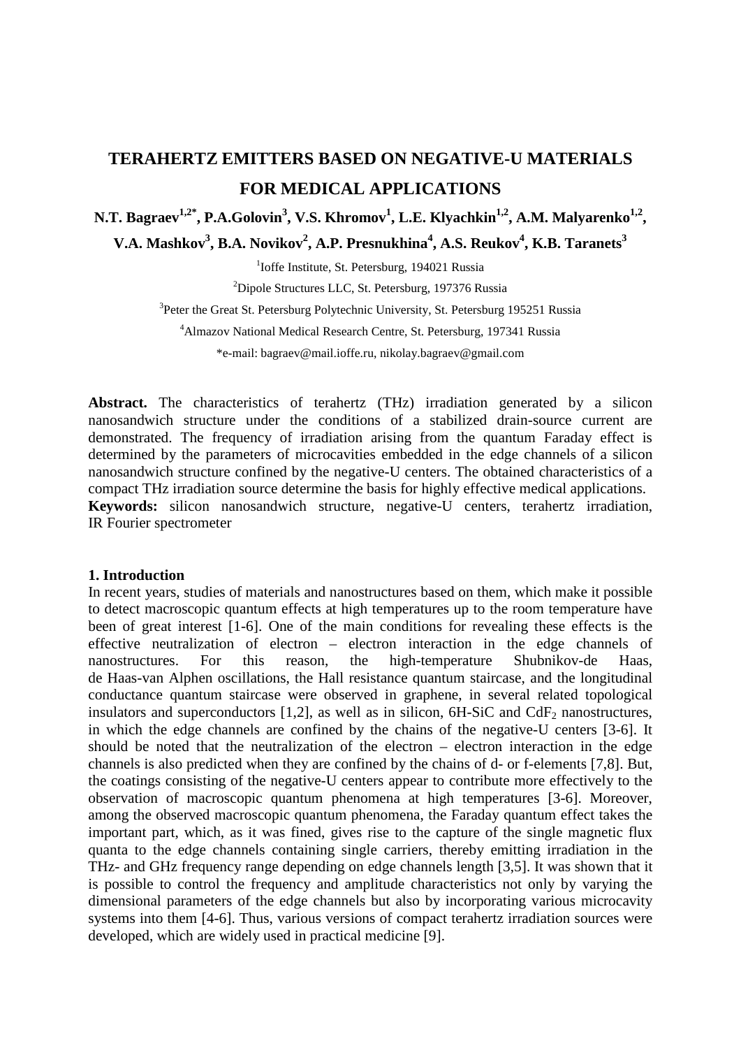# TERAHERTZ EMITTERS BASED ON NEGATIVE-U MATERIALS FOR MEDICAL APPLICATIONS

**N.T. Bagraev[1,2*], P.A.Golovin[3], V.S. Khromov[1], L.E. Klyachkin[1,2], A.M. Malyarenko[1,2], V.A. Mashkov[3], B.A. Novikov[2], A.P. Presnukhina[4], A.S. Reukov[4], K.B. Taranets[3]**

[1]Ioffe Institute, St. Petersburg, 194021 Russia

[2]Dipole Structures LLC, St. Petersburg, 197376 Russia

[3]Peter the Great St. Petersburg Polytechnic University, St. Petersburg 195251 Russia

[4]Almazov National Medical Research Centre, St. Petersburg, 197341 Russia

*e-mail: bagraev@mail.ioffe.ru, nikolay.bagraev@gmail.com

**Abstract.** The characteristics of terahertz (THz) irradiation generated by a silicon nanosandwich structure under the conditions of a stabilized drain-source current are demonstrated. The frequency of irradiation arising from the quantum Faraday effect is determined by the parameters of microcavities embedded in the edge channels of a silicon nanosandwich structure confined by the negative-U centers. The obtained characteristics of a compact THz irradiation source determine the basis for highly effective medical applications.
**Keywords:** silicon nanosandwich structure, negative-U centers, terahertz irradiation, IR Fourier spectrometer

## 1. Introduction

In recent years, studies of materials and nanostructures based on them, which make it possible to detect macroscopic quantum effects at high temperatures up to the room temperature have been of great interest [1-6]. One of the main conditions for revealing these effects is the effective neutralization of electron – electron interaction in the edge channels of nanostructures. For this reason, the high-temperature Shubnikov-de Haas, de Haas-van Alphen oscillations, the Hall resistance quantum staircase, and the longitudinal conductance quantum staircase were observed in graphene, in several related topological insulators and superconductors [1,2], as well as in silicon, 6H-SiC and $CdF_2$ nanostructures, in which the edge channels are confined by the chains of the negative-U centers [3-6]. It should be noted that the neutralization of the electron – electron interaction in the edge channels is also predicted when they are confined by the chains of d- or f-elements [7,8]. But, the coatings consisting of the negative-U centers appear to contribute more effectively to the observation of macroscopic quantum phenomena at high temperatures [3-6]. Moreover, among the observed macroscopic quantum phenomena, the Faraday quantum effect takes the important part, which, as it was fined, gives rise to the capture of the single magnetic flux quanta to the edge channels containing single carriers, thereby emitting irradiation in the THz- and GHz frequency range depending on edge channels length [3,5]. It was shown that it is possible to control the frequency and amplitude characteristics not only by varying the dimensional parameters of the edge channels but also by incorporating various microcavity systems into them [4-6]. Thus, various versions of compact terahertz irradiation sources were developed, which are widely used in practical medicine [9].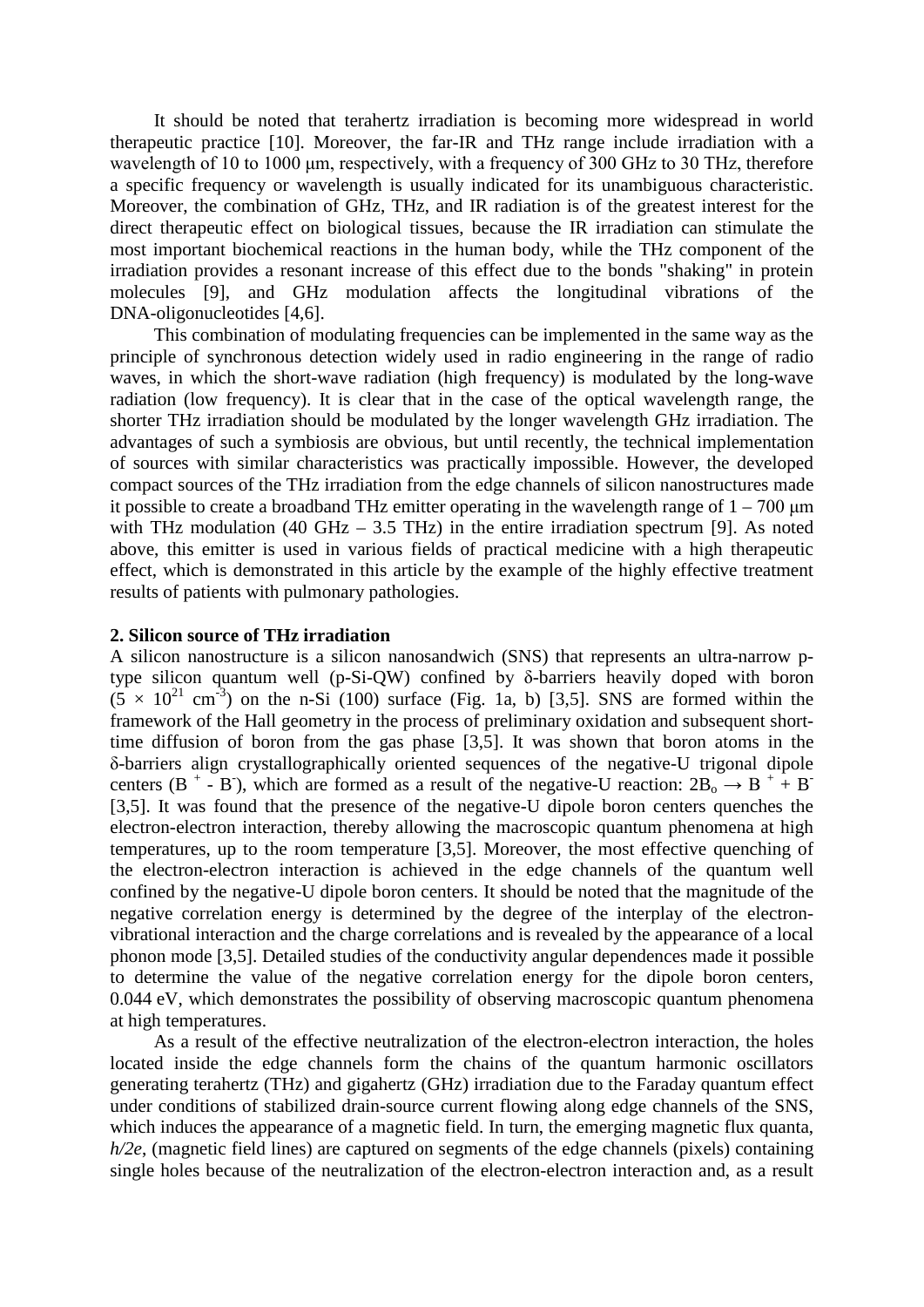It should be noted that terahertz irradiation is becoming more widespread in world therapeutic practice [10]. Moreover, the far-IR and THz range include irradiation with a wavelength of 10 to 1000 μm, respectively, with a frequency of 300 GHz to 30 THz, therefore a specific frequency or wavelength is usually indicated for its unambiguous characteristic. Moreover, the combination of GHz, THz, and IR radiation is of the greatest interest for the direct therapeutic effect on biological tissues, because the IR irradiation can stimulate the most important biochemical reactions in the human body, while the THz component of the irradiation provides a resonant increase of this effect due to the bonds "shaking" in protein molecules [9], and GHz modulation affects the longitudinal vibrations of the DNA-oligonucleotides [4,6].

This combination of modulating frequencies can be implemented in the same way as the principle of synchronous detection widely used in radio engineering in the range of radio waves, in which the short-wave radiation (high frequency) is modulated by the long-wave radiation (low frequency). It is clear that in the case of the optical wavelength range, the shorter THz irradiation should be modulated by the longer wavelength GHz irradiation. The advantages of such a symbiosis are obvious, but until recently, the technical implementation of sources with similar characteristics was practically impossible. However, the developed compact sources of the THz irradiation from the edge channels of silicon nanostructures made it possible to create a broadband THz emitter operating in the wavelength range of 1 – 700 μm with THz modulation (40 GHz – 3.5 THz) in the entire irradiation spectrum [9]. As noted above, this emitter is used in various fields of practical medicine with a high therapeutic effect, which is demonstrated in this article by the example of the highly effective treatment results of patients with pulmonary pathologies.

## 2. Silicon source of THz irradiation

A silicon nanostructure is a silicon nanosandwich (SNS) that represents an ultra-narrow p-type silicon quantum well (p-Si-QW) confined by δ-barriers heavily doped with boron ($5 \times 10^{21}$ cm$^{-3}$) on the n-Si (100) surface (Fig. 1a, b) [3,5]. SNS are formed within the framework of the Hall geometry in the process of preliminary oxidation and subsequent short-time diffusion of boron from the gas phase [3,5]. It was shown that boron atoms in the δ-barriers align crystallographically oriented sequences of the negative-U trigonal dipole centers ($B^+ - B^-$), which are formed as a result of the negative-U reaction: $2B_o \rightarrow B^+ + B^-$ [3,5]. It was found that the presence of the negative-U dipole boron centers quenches the electron-electron interaction, thereby allowing the macroscopic quantum phenomena at high temperatures, up to the room temperature [3,5]. Moreover, the most effective quenching of the electron-electron interaction is achieved in the edge channels of the quantum well confined by the negative-U dipole boron centers. It should be noted that the magnitude of the negative correlation energy is determined by the degree of the interplay of the electron-vibrational interaction and the charge correlations and is revealed by the appearance of a local phonon mode [3,5]. Detailed studies of the conductivity angular dependences made it possible to determine the value of the negative correlation energy for the dipole boron centers, 0.044 eV, which demonstrates the possibility of observing macroscopic quantum phenomena at high temperatures.

As a result of the effective neutralization of the electron-electron interaction, the holes located inside the edge channels form the chains of the quantum harmonic oscillators generating terahertz (THz) and gigahertz (GHz) irradiation due to the Faraday quantum effect under conditions of stabilized drain-source current flowing along edge channels of the SNS, which induces the appearance of a magnetic field. In turn, the emerging magnetic flux quanta, $h/2e$, (magnetic field lines) are captured on segments of the edge channels (pixels) containing single holes because of the neutralization of the electron-electron interaction and, as a result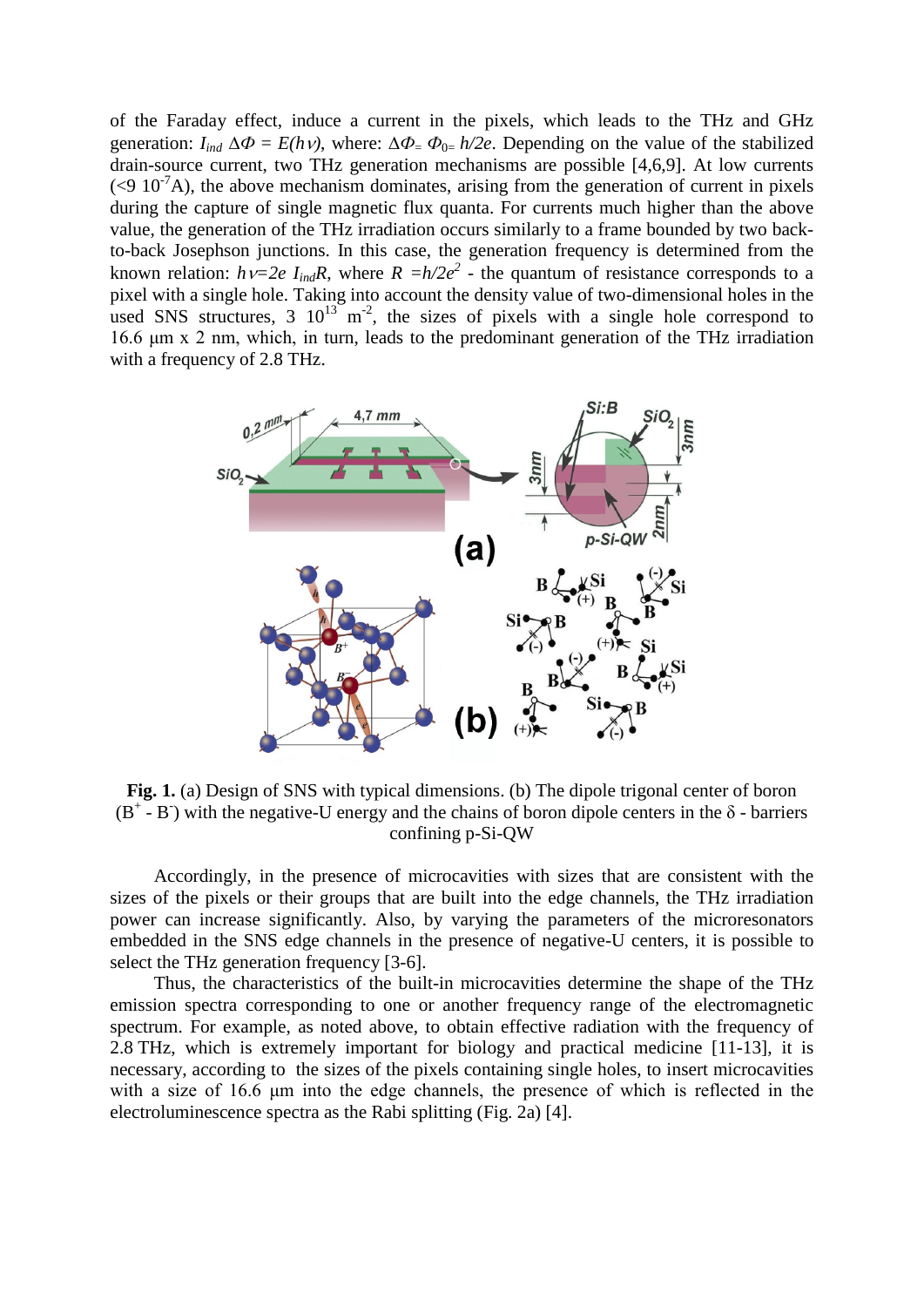of the Faraday effect, induce a current in the pixels, which leads to the THz and GHz generation: $I_{ind}\ \Delta\Phi = E(h\nu)$, where: $\Delta\Phi_{=}\ \Phi_{0=}\ h/2e$. Depending on the value of the stabilized drain-source current, two THz generation mechanisms are possible [4,6,9]. At low currents ($<9\ 10^{-7}$A), the above mechanism dominates, arising from the generation of current in pixels during the capture of single magnetic flux quanta. For currents much higher than the above value, the generation of the THz irradiation occurs similarly to a frame bounded by two back-to-back Josephson junctions. In this case, the generation frequency is determined from the known relation: $h\nu = 2e\ I_{ind}R$, where $R = h/2e^2$ - the quantum of resistance corresponds to a pixel with a single hole. Taking into account the density value of two-dimensional holes in the used SNS structures, $3\ 10^{13}\ m^{-2}$, the sizes of pixels with a single hole correspond to 16.6 μm x 2 nm, which, in turn, leads to the predominant generation of the THz irradiation with a frequency of 2.8 THz.

**Fig. 1.** (a) Design of SNS with typical dimensions. (b) The dipole trigonal center of boron ($B^+$ - $B^-$) with the negative-U energy and the chains of boron dipole centers in the δ - barriers confining p-Si-QW

Accordingly, in the presence of microcavities with sizes that are consistent with the sizes of the pixels or their groups that are built into the edge channels, the THz irradiation power can increase significantly. Also, by varying the parameters of the microresonators embedded in the SNS edge channels in the presence of negative-U centers, it is possible to select the THz generation frequency [3-6].

Thus, the characteristics of the built-in microcavities determine the shape of the THz emission spectra corresponding to one or another frequency range of the electromagnetic spectrum. For example, as noted above, to obtain effective radiation with the frequency of 2.8 THz, which is extremely important for biology and practical medicine [11-13], it is necessary, according to the sizes of the pixels containing single holes, to insert microcavities with a size of 16.6 μm into the edge channels, the presence of which is reflected in the electroluminescence spectra as the Rabi splitting (Fig. 2a) [4].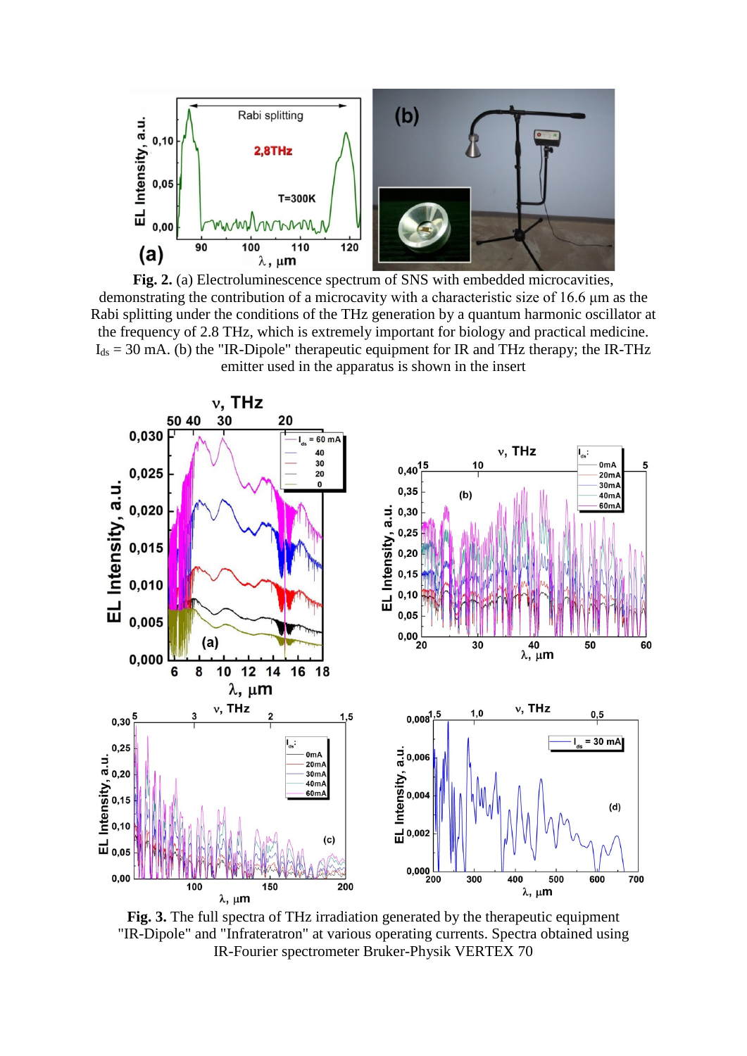**Fig. 2.** (a) Electroluminescence spectrum of SNS with embedded microcavities, demonstrating the contribution of a microcavity with a characteristic size of 16.6 μm as the Rabi splitting under the conditions of the THz generation by a quantum harmonic oscillator at the frequency of 2.8 THz, which is extremely important for biology and practical medicine. $I_{ds}$ = 30 mA. (b) the "IR-Dipole" therapeutic equipment for IR and THz therapy; the IR-THz emitter used in the apparatus is shown in the insert

**Fig. 3.** The full spectra of THz irradiation generated by the therapeutic equipment "IR-Dipole" and "Infrateratron" at various operating currents. Spectra obtained using IR-Fourier spectrometer Bruker-Physik VERTEX 70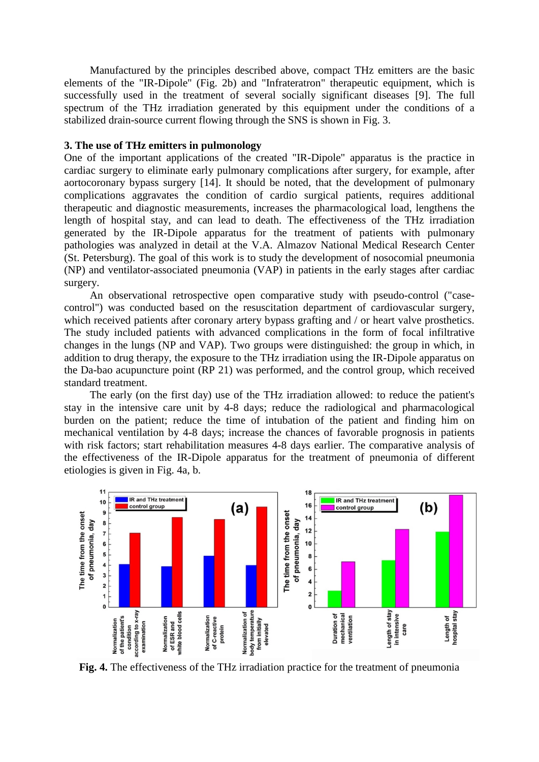Manufactured by the principles described above, compact THz emitters are the basic elements of the "IR-Dipole" (Fig. 2b) and "Infrateratron" therapeutic equipment, which is successfully used in the treatment of several socially significant diseases [9]. The full spectrum of the THz irradiation generated by this equipment under the conditions of a stabilized drain-source current flowing through the SNS is shown in Fig. 3.

### 3. The use of THz emitters in pulmonology

One of the important applications of the created "IR-Dipole" apparatus is the practice in cardiac surgery to eliminate early pulmonary complications after surgery, for example, after aortocoronary bypass surgery [14]. It should be noted, that the development of pulmonary complications aggravates the condition of cardio surgical patients, requires additional therapeutic and diagnostic measurements, increases the pharmacological load, lengthens the length of hospital stay, and can lead to death. The effectiveness of the THz irradiation generated by the IR-Dipole apparatus for the treatment of patients with pulmonary pathologies was analyzed in detail at the V.A. Almazov National Medical Research Center (St. Petersburg). The goal of this work is to study the development of nosocomial pneumonia (NP) and ventilator-associated pneumonia (VAP) in patients in the early stages after cardiac surgery.

An observational retrospective open comparative study with pseudo-control ("case-control") was conducted based on the resuscitation department of cardiovascular surgery, which received patients after coronary artery bypass grafting and / or heart valve prosthetics. The study included patients with advanced complications in the form of focal infiltrative changes in the lungs (NP and VAP). Two groups were distinguished: the group in which, in addition to drug therapy, the exposure to the THz irradiation using the IR-Dipole apparatus on the Da-bao acupuncture point (RP 21) was performed, and the control group, which received standard treatment.

The early (on the first day) use of the THz irradiation allowed: to reduce the patient's stay in the intensive care unit by 4-8 days; reduce the radiological and pharmacological burden on the patient; reduce the time of intubation of the patient and finding him on mechanical ventilation by 4-8 days; increase the chances of favorable prognosis in patients with risk factors; start rehabilitation measures 4-8 days earlier. The comparative analysis of the effectiveness of the IR-Dipole apparatus for the treatment of pneumonia of different etiologies is given in Fig. 4a, b.

**Fig. 4.** The effectiveness of the THz irradiation practice for the treatment of pneumonia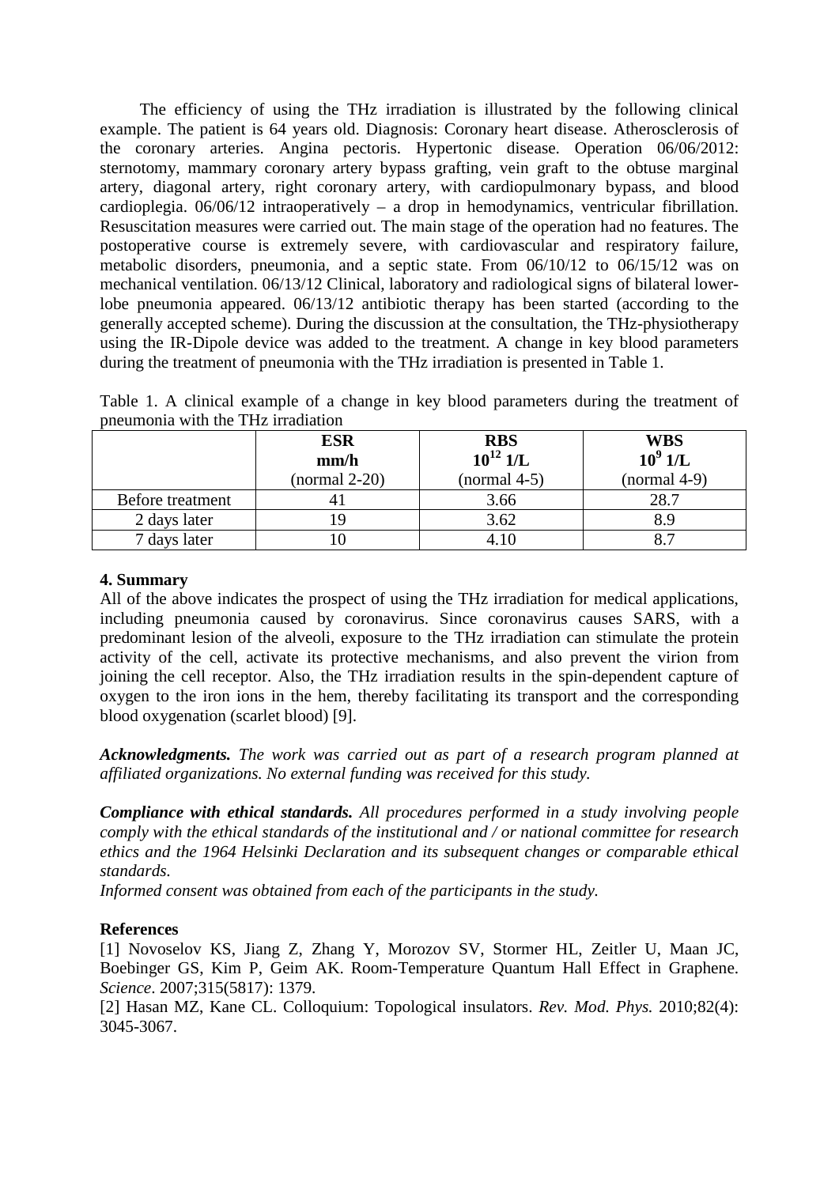The efficiency of using the THz irradiation is illustrated by the following clinical example. The patient is 64 years old. Diagnosis: Coronary heart disease. Atherosclerosis of the coronary arteries. Angina pectoris. Hypertonic disease. Operation 06/06/2012: sternotomy, mammary coronary artery bypass grafting, vein graft to the obtuse marginal artery, diagonal artery, right coronary artery, with cardiopulmonary bypass, and blood cardioplegia. 06/06/12 intraoperatively – a drop in hemodynamics, ventricular fibrillation. Resuscitation measures were carried out. The main stage of the operation had no features. The postoperative course is extremely severe, with cardiovascular and respiratory failure, metabolic disorders, pneumonia, and a septic state. From 06/10/12 to 06/15/12 was on mechanical ventilation. 06/13/12 Clinical, laboratory and radiological signs of bilateral lower-lobe pneumonia appeared. 06/13/12 antibiotic therapy has been started (according to the generally accepted scheme). During the discussion at the consultation, the THz-physiotherapy using the IR-Dipole device was added to the treatment. A change in key blood parameters during the treatment of pneumonia with the THz irradiation is presented in Table 1.

Table 1. A clinical example of a change in key blood parameters during the treatment of pneumonia with the THz irradiation

| | **ESR** **mm/h** (normal 2-20) | **RBS** **$10^{12}$ 1/L** (normal 4-5) | **WBS** **$10^{9}$ 1/L** (normal 4-9) |
|---|---|---|---|
| Before treatment | 41 | 3.66 | 28.7 |
| 2 days later | 19 | 3.62 | 8.9 |
| 7 days later | 10 | 4.10 | 8.7 |

**4. Summary**

All of the above indicates the prospect of using the THz irradiation for medical applications, including pneumonia caused by coronavirus. Since coronavirus causes SARS, with a predominant lesion of the alveoli, exposure to the THz irradiation can stimulate the protein activity of the cell, activate its protective mechanisms, and also prevent the virion from joining the cell receptor. Also, the THz irradiation results in the spin-dependent capture of oxygen to the iron ions in the hem, thereby facilitating its transport and the corresponding blood oxygenation (scarlet blood) [9].

***Acknowledgments.*** *The work was carried out as part of a research program planned at affiliated organizations. No external funding was received for this study.*

***Compliance with ethical standards.*** *All procedures performed in a study involving people comply with the ethical standards of the institutional and / or national committee for research ethics and the 1964 Helsinki Declaration and its subsequent changes or comparable ethical standards.*

*Informed consent was obtained from each of the participants in the study.*

**References**

[1] Novoselov KS, Jiang Z, Zhang Y, Morozov SV, Stormer HL, Zeitler U, Maan JC, Boebinger GS, Kim P, Geim AK. Room-Temperature Quantum Hall Effect in Graphene. *Science*. 2007;315(5817): 1379.

[2] Hasan MZ, Kane CL. Colloquium: Topological insulators. *Rev. Mod. Phys.* 2010;82(4): 3045-3067.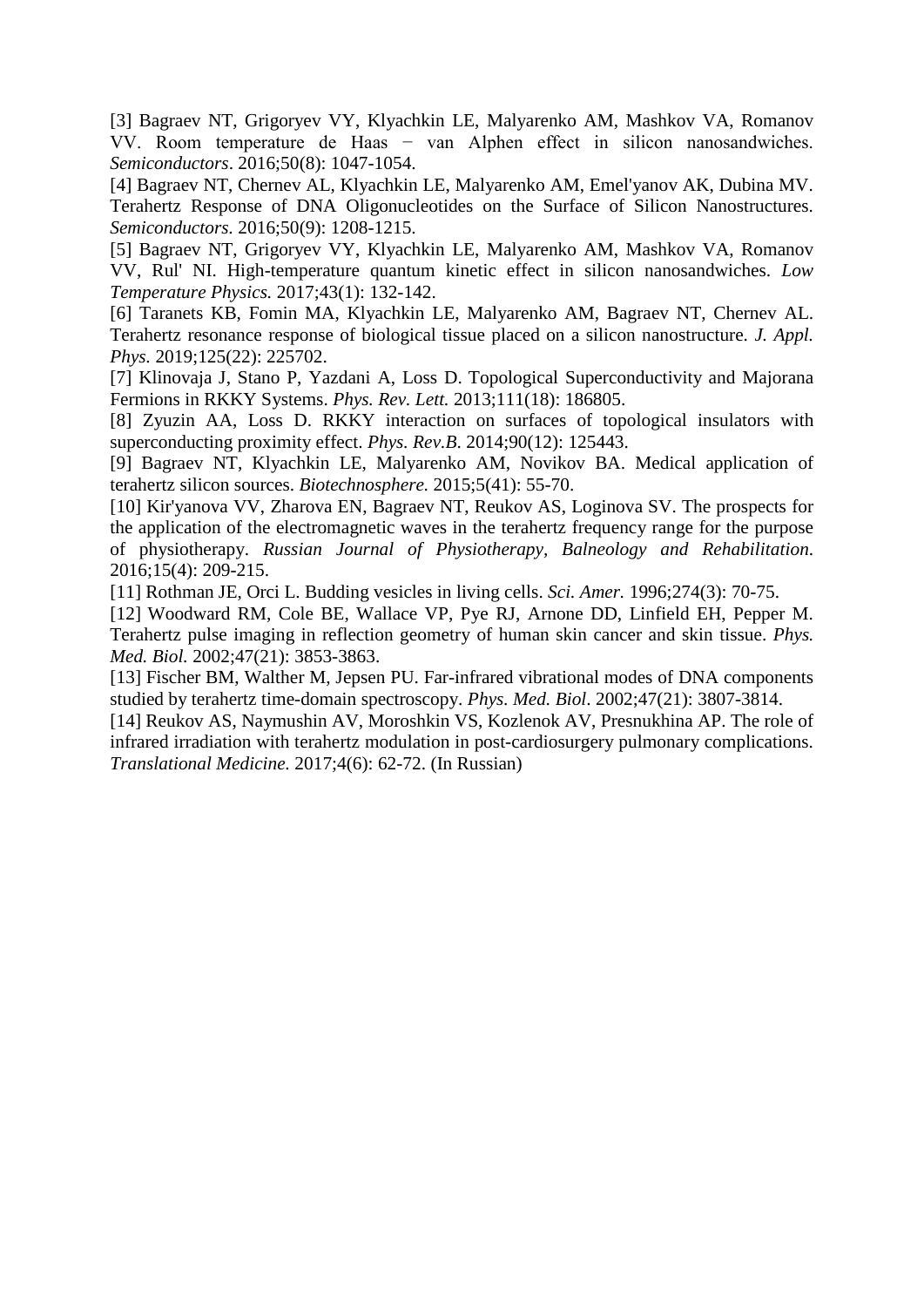[3] Bagraev NT, Grigoryev VY, Klyachkin LE, Malyarenko AM, Mashkov VA, Romanov VV. Room temperature de Haas − van Alphen effect in silicon nanosandwiches. *Semiconductors*. 2016;50(8): 1047-1054.

[4] Bagraev NT, Chernev AL, Klyachkin LE, Malyarenko AM, Emel'yanov AK, Dubina MV. Terahertz Response of DNA Oligonucleotides on the Surface of Silicon Nanostructures. *Semiconductors.* 2016;50(9): 1208-1215.

[5] Bagraev NT, Grigoryev VY, Klyachkin LE, Malyarenko AM, Mashkov VA, Romanov VV, Rul' NI. High-temperature quantum kinetic effect in silicon nanosandwiches. *Low Temperature Physics.* 2017;43(1): 132-142.

[6] Taranets KB, Fomin MA, Klyachkin LE, Malyarenko AM, Bagraev NT, Chernev AL. Terahertz resonance response of biological tissue placed on a silicon nanostructure. *J. Appl. Phys.* 2019;125(22): 225702.

[7] Klinovaja J, Stano P, Yazdani A, Loss D. Topological Superconductivity and Majorana Fermions in RKKY Systems. *Phys. Rev. Lett.* 2013;111(18): 186805.

[8] Zyuzin AA, Loss D. RKKY interaction on surfaces of topological insulators with superconducting proximity effect. *Phys. Rev.B.* 2014;90(12): 125443.

[9] Bagraev NT, Klyachkin LE, Malyarenko AM, Novikov BA. Medical application of terahertz silicon sources. *Biotechnosphere.* 2015;5(41): 55-70.

[10] Kir'yanova VV, Zharova EN, Bagraev NT, Reukov AS, Loginova SV. The prospects for the application of the electromagnetic waves in the terahertz frequency range for the purpose of physiotherapy. *Russian Journal of Physiotherapy, Balneology and Rehabilitation.* 2016;15(4): 209-215.

[11] Rothman JE, Orci L. Budding vesicles in living cells. *Sci. Amer.* 1996;274(3): 70-75.

[12] Woodward RM, Cole BE, Wallace VP, Pye RJ, Arnone DD, Linfield EH, Pepper M. Terahertz pulse imaging in reflection geometry of human skin cancer and skin tissue. *Phys. Med. Biol.* 2002;47(21): 3853-3863.

[13] Fischer BM, Walther M, Jepsen PU. Far-infrared vibrational modes of DNA components studied by terahertz time-domain spectroscopy. *Phys. Med. Biol*. 2002;47(21): 3807-3814.

[14] Reukov AS, Naymushin AV, Moroshkin VS, Kozlenok AV, Presnukhina AP. The role of infrared irradiation with terahertz modulation in post-cardiosurgery pulmonary complications. *Translational Medicine.* 2017;4(6): 62-72. (In Russian)